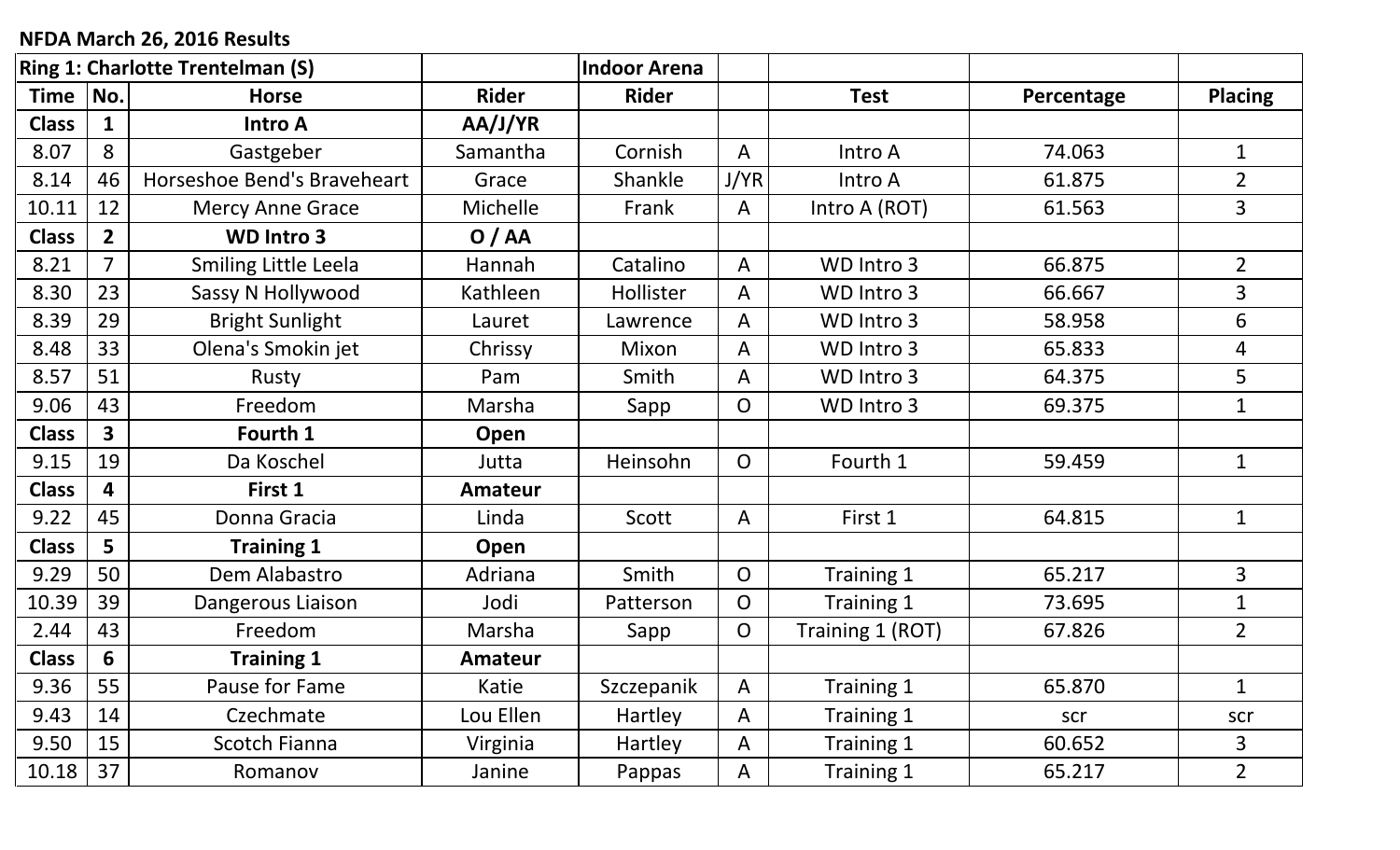NFDA March 26, 2016 Results

| Ring 1: Charlotte Trentelman (S) | | | | Indoor Arena | | | | |
|---|---|---|---|---|---|---|---|---|
| **Time** | **No.** | **Horse** | **Rider** | **Rider** | | **Test** | **Percentage** | **Placing** |
| **Class** | **1** | **Intro A** | **AA/J/YR** | | | | | |
| 8.07 | 8 | Gastgeber | Samantha | Cornish | A | Intro A | 74.063 | 1 |
| 8.14 | 46 | Horseshoe Bend's Braveheart | Grace | Shankle | J/YR | Intro A | 61.875 | 2 |
| 10.11 | 12 | Mercy Anne Grace | Michelle | Frank | A | Intro A (ROT) | 61.563 | 3 |
| **Class** | **2** | **WD Intro 3** | **O / AA** | | | | | |
| 8.21 | 7 | Smiling Little Leela | Hannah | Catalino | A | WD Intro 3 | 66.875 | 2 |
| 8.30 | 23 | Sassy N Hollywood | Kathleen | Hollister | A | WD Intro 3 | 66.667 | 3 |
| 8.39 | 29 | Bright Sunlight | Lauret | Lawrence | A | WD Intro 3 | 58.958 | 6 |
| 8.48 | 33 | Olena's Smokin jet | Chrissy | Mixon | A | WD Intro 3 | 65.833 | 4 |
| 8.57 | 51 | Rusty | Pam | Smith | A | WD Intro 3 | 64.375 | 5 |
| 9.06 | 43 | Freedom | Marsha | Sapp | O | WD Intro 3 | 69.375 | 1 |
| **Class** | **3** | **Fourth 1** | **Open** | | | | | |
| 9.15 | 19 | Da Koschel | Jutta | Heinsohn | O | Fourth 1 | 59.459 | 1 |
| **Class** | **4** | **First 1** | **Amateur** | | | | | |
| 9.22 | 45 | Donna Gracia | Linda | Scott | A | First 1 | 64.815 | 1 |
| **Class** | **5** | **Training 1** | **Open** | | | | | |
| 9.29 | 50 | Dem Alabastro | Adriana | Smith | O | Training 1 | 65.217 | 3 |
| 10.39 | 39 | Dangerous Liaison | Jodi | Patterson | O | Training 1 | 73.695 | 1 |
| 2.44 | 43 | Freedom | Marsha | Sapp | O | Training 1 (ROT) | 67.826 | 2 |
| **Class** | **6** | **Training 1** | **Amateur** | | | | | |
| 9.36 | 55 | Pause for Fame | Katie | Szczepanik | A | Training 1 | 65.870 | 1 |
| 9.43 | 14 | Czechmate | Lou Ellen | Hartley | A | Training 1 | scr | scr |
| 9.50 | 15 | Scotch Fianna | Virginia | Hartley | A | Training 1 | 60.652 | 3 |
| 10.18 | 37 | Romanov | Janine | Pappas | A | Training 1 | 65.217 | 2 |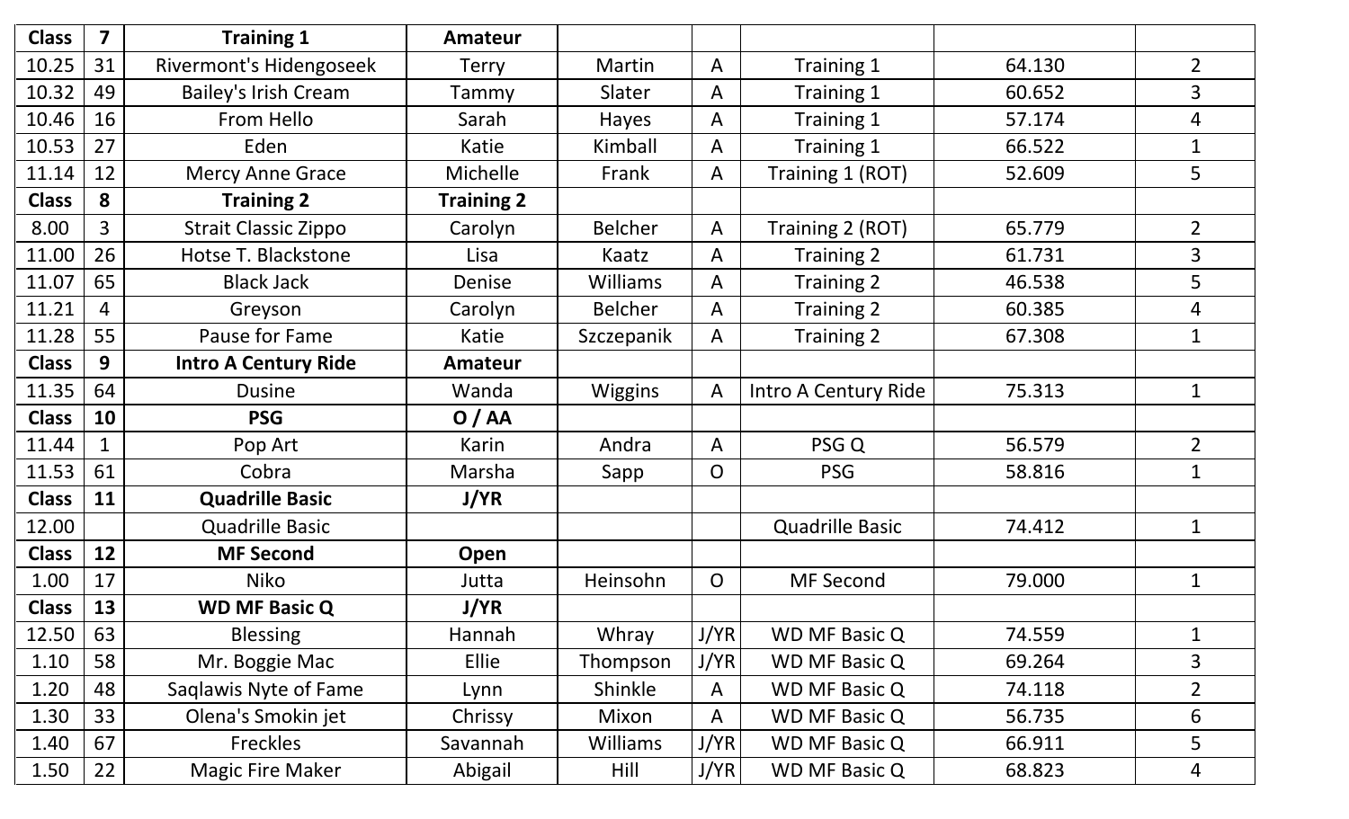| Class | 7 | Training 1 | Amateur | | | | | |
|---|---|---|---|---|---|---|---|---|
| 10.25 | 31 | Rivermont's Hidengoseek | Terry | Martin | A | Training 1 | 64.130 | 2 |
| 10.32 | 49 | Bailey's Irish Cream | Tammy | Slater | A | Training 1 | 60.652 | 3 |
| 10.46 | 16 | From Hello | Sarah | Hayes | A | Training 1 | 57.174 | 4 |
| 10.53 | 27 | Eden | Katie | Kimball | A | Training 1 | 66.522 | 1 |
| 11.14 | 12 | Mercy Anne Grace | Michelle | Frank | A | Training 1 (ROT) | 52.609 | 5 |
| **Class** | **8** | **Training 2** | **Training 2** | | | | | |
| 8.00 | 3 | Strait Classic Zippo | Carolyn | Belcher | A | Training 2 (ROT) | 65.779 | 2 |
| 11.00 | 26 | Hotse T. Blackstone | Lisa | Kaatz | A | Training 2 | 61.731 | 3 |
| 11.07 | 65 | Black Jack | Denise | Williams | A | Training 2 | 46.538 | 5 |
| 11.21 | 4 | Greyson | Carolyn | Belcher | A | Training 2 | 60.385 | 4 |
| 11.28 | 55 | Pause for Fame | Katie | Szczepanik | A | Training 2 | 67.308 | 1 |
| **Class** | **9** | **Intro A Century Ride** | **Amateur** | | | | | |
| 11.35 | 64 | Dusine | Wanda | Wiggins | A | Intro A Century Ride | 75.313 | 1 |
| **Class** | **10** | **PSG** | **O / AA** | | | | | |
| 11.44 | 1 | Pop Art | Karin | Andra | A | PSG Q | 56.579 | 2 |
| 11.53 | 61 | Cobra | Marsha | Sapp | O | PSG | 58.816 | 1 |
| **Class** | **11** | **Quadrille Basic** | **J/YR** | | | | | |
| 12.00 | | Quadrille Basic | | | | Quadrille Basic | 74.412 | 1 |
| **Class** | **12** | **MF Second** | **Open** | | | | | |
| 1.00 | 17 | Niko | Jutta | Heinsohn | O | MF Second | 79.000 | 1 |
| **Class** | **13** | **WD MF Basic Q** | **J/YR** | | | | | |
| 12.50 | 63 | Blessing | Hannah | Whray | J/YR | WD MF Basic Q | 74.559 | 1 |
| 1.10 | 58 | Mr. Boggie Mac | Ellie | Thompson | J/YR | WD MF Basic Q | 69.264 | 3 |
| 1.20 | 48 | Saqlawis Nyte of Fame | Lynn | Shinkle | A | WD MF Basic Q | 74.118 | 2 |
| 1.30 | 33 | Olena's Smokin jet | Chrissy | Mixon | A | WD MF Basic Q | 56.735 | 6 |
| 1.40 | 67 | Freckles | Savannah | Williams | J/YR | WD MF Basic Q | 66.911 | 5 |
| 1.50 | 22 | Magic Fire Maker | Abigail | Hill | J/YR | WD MF Basic Q | 68.823 | 4 |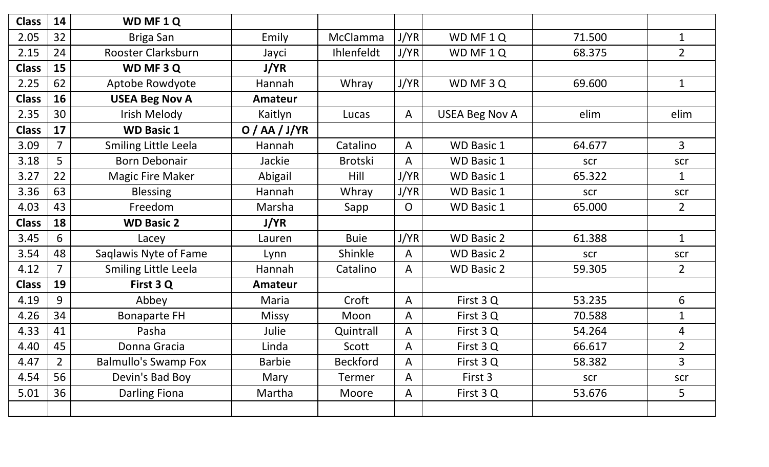| Class | 14 | WD MF 1 Q | | | | | | |
|---|---|---|---|---|---|---|---|---|
| 2.05 | 32 | Briga San | Emily | McClamma | J/YR | WD MF 1 Q | 71.500 | 1 |
| 2.15 | 24 | Rooster Clarksburn | Jayci | Ihlenfeldt | J/YR | WD MF 1 Q | 68.375 | 2 |
| **Class** | **15** | **WD MF 3 Q** | **J/YR** | | | | | |
| 2.25 | 62 | Aptobe Rowdyote | Hannah | Whray | J/YR | WD MF 3 Q | 69.600 | 1 |
| **Class** | **16** | **USEA Beg Nov A** | **Amateur** | | | | | |
| 2.35 | 30 | Irish Melody | Kaitlyn | Lucas | A | USEA Beg Nov A | elim | elim |
| **Class** | **17** | **WD Basic 1** | **O / AA / J/YR** | | | | | |
| 3.09 | 7 | Smiling Little Leela | Hannah | Catalino | A | WD Basic 1 | 64.677 | 3 |
| 3.18 | 5 | Born Debonair | Jackie | Brotski | A | WD Basic 1 | scr | scr |
| 3.27 | 22 | Magic Fire Maker | Abigail | Hill | J/YR | WD Basic 1 | 65.322 | 1 |
| 3.36 | 63 | Blessing | Hannah | Whray | J/YR | WD Basic 1 | scr | scr |
| 4.03 | 43 | Freedom | Marsha | Sapp | O | WD Basic 1 | 65.000 | 2 |
| **Class** | **18** | **WD Basic 2** | **J/YR** | | | | | |
| 3.45 | 6 | Lacey | Lauren | Buie | J/YR | WD Basic 2 | 61.388 | 1 |
| 3.54 | 48 | Saqlawis Nyte of Fame | Lynn | Shinkle | A | WD Basic 2 | scr | scr |
| 4.12 | 7 | Smiling Little Leela | Hannah | Catalino | A | WD Basic 2 | 59.305 | 2 |
| **Class** | **19** | **First 3 Q** | **Amateur** | | | | | |
| 4.19 | 9 | Abbey | Maria | Croft | A | First 3 Q | 53.235 | 6 |
| 4.26 | 34 | Bonaparte FH | Missy | Moon | A | First 3 Q | 70.588 | 1 |
| 4.33 | 41 | Pasha | Julie | Quintrall | A | First 3 Q | 54.264 | 4 |
| 4.40 | 45 | Donna Gracia | Linda | Scott | A | First 3 Q | 66.617 | 2 |
| 4.47 | 2 | Balmullo's Swamp Fox | Barbie | Beckford | A | First 3 Q | 58.382 | 3 |
| 4.54 | 56 | Devin's Bad Boy | Mary | Termer | A | First 3 | scr | scr |
| 5.01 | 36 | Darling Fiona | Martha | Moore | A | First 3 Q | 53.676 | 5 |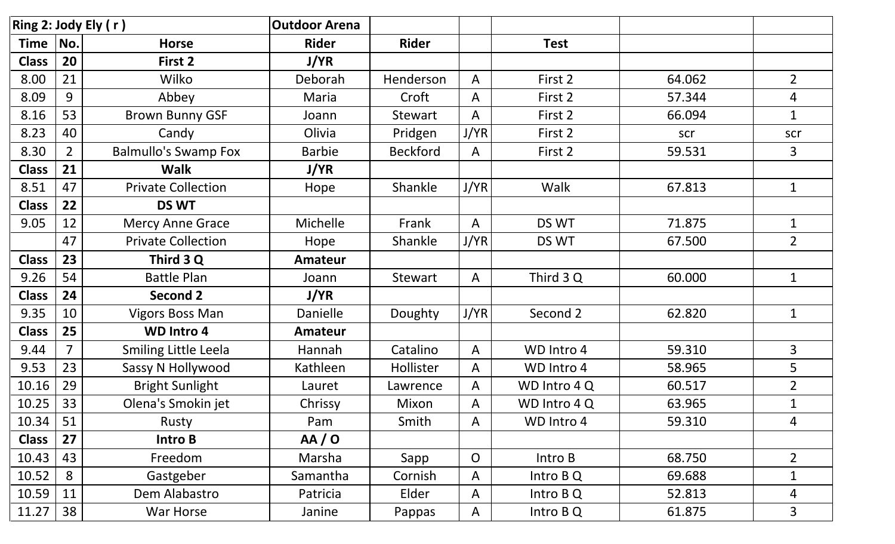| Ring 2: Jody Ely ( r ) | | | Outdoor Arena | | | | | |
|---|---|---|---|---|---|---|---|---|
| **Time** | **No.** | **Horse** | **Rider** | **Rider** | | **Test** | | |
| **Class** | **20** | **First 2** | **J/YR** | | | | | |
| 8.00 | 21 | Wilko | Deborah | Henderson | A | First 2 | 64.062 | 2 |
| 8.09 | 9 | Abbey | Maria | Croft | A | First 2 | 57.344 | 4 |
| 8.16 | 53 | Brown Bunny GSF | Joann | Stewart | A | First 2 | 66.094 | 1 |
| 8.23 | 40 | Candy | Olivia | Pridgen | J/YR | First 2 | scr | scr |
| 8.30 | 2 | Balmullo's Swamp Fox | Barbie | Beckford | A | First 2 | 59.531 | 3 |
| **Class** | **21** | **Walk** | **J/YR** | | | | | |
| 8.51 | 47 | Private Collection | Hope | Shankle | J/YR | Walk | 67.813 | 1 |
| **Class** | **22** | **DS WT** | | | | | | |
| 9.05 | 12 | Mercy Anne Grace | Michelle | Frank | A | DS WT | 71.875 | 1 |
| | 47 | Private Collection | Hope | Shankle | J/YR | DS WT | 67.500 | 2 |
| **Class** | **23** | **Third 3 Q** | **Amateur** | | | | | |
| 9.26 | 54 | Battle Plan | Joann | Stewart | A | Third 3 Q | 60.000 | 1 |
| **Class** | **24** | **Second 2** | **J/YR** | | | | | |
| 9.35 | 10 | Vigors Boss Man | Danielle | Doughty | J/YR | Second 2 | 62.820 | 1 |
| **Class** | **25** | **WD Intro 4** | **Amateur** | | | | | |
| 9.44 | 7 | Smiling Little Leela | Hannah | Catalino | A | WD Intro 4 | 59.310 | 3 |
| 9.53 | 23 | Sassy N Hollywood | Kathleen | Hollister | A | WD Intro 4 | 58.965 | 5 |
| 10.16 | 29 | Bright Sunlight | Lauret | Lawrence | A | WD Intro 4 Q | 60.517 | 2 |
| 10.25 | 33 | Olena's Smokin jet | Chrissy | Mixon | A | WD Intro 4 Q | 63.965 | 1 |
| 10.34 | 51 | Rusty | Pam | Smith | A | WD Intro 4 | 59.310 | 4 |
| **Class** | **27** | **Intro B** | **AA / O** | | | | | |
| 10.43 | 43 | Freedom | Marsha | Sapp | O | Intro B | 68.750 | 2 |
| 10.52 | 8 | Gastgeber | Samantha | Cornish | A | Intro B Q | 69.688 | 1 |
| 10.59 | 11 | Dem Alabastro | Patricia | Elder | A | Intro B Q | 52.813 | 4 |
| 11.27 | 38 | War Horse | Janine | Pappas | A | Intro B Q | 61.875 | 3 |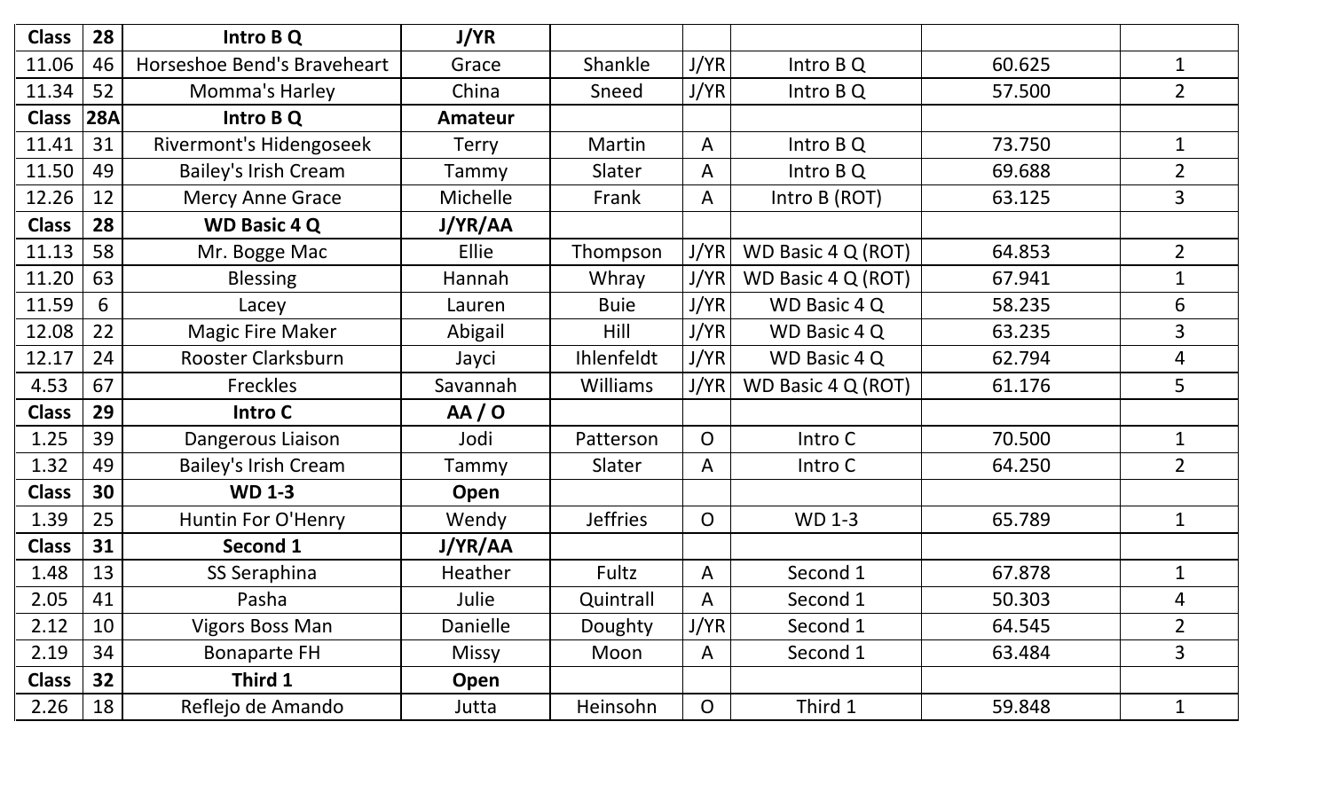| Class | 28 | Intro B Q | J/YR | | | | | |
|---|---|---|---|---|---|---|---|---|
| 11.06 | 46 | Horseshoe Bend's Braveheart | Grace | Shankle | J/YR | Intro B Q | 60.625 | 1 |
| 11.34 | 52 | Momma's Harley | China | Sneed | J/YR | Intro B Q | 57.500 | 2 |
| **Class** | **28A** | **Intro B Q** | **Amateur** | | | | | |
| 11.41 | 31 | Rivermont's Hidengoseek | Terry | Martin | A | Intro B Q | 73.750 | 1 |
| 11.50 | 49 | Bailey's Irish Cream | Tammy | Slater | A | Intro B Q | 69.688 | 2 |
| 12.26 | 12 | Mercy Anne Grace | Michelle | Frank | A | Intro B (ROT) | 63.125 | 3 |
| **Class** | **28** | **WD Basic 4 Q** | **J/YR/AA** | | | | | |
| 11.13 | 58 | Mr. Bogge Mac | Ellie | Thompson | J/YR | WD Basic 4 Q (ROT) | 64.853 | 2 |
| 11.20 | 63 | Blessing | Hannah | Whray | J/YR | WD Basic 4 Q (ROT) | 67.941 | 1 |
| 11.59 | 6 | Lacey | Lauren | Buie | J/YR | WD Basic 4 Q | 58.235 | 6 |
| 12.08 | 22 | Magic Fire Maker | Abigail | Hill | J/YR | WD Basic 4 Q | 63.235 | 3 |
| 12.17 | 24 | Rooster Clarksburn | Jayci | Ihlenfeldt | J/YR | WD Basic 4 Q | 62.794 | 4 |
| 4.53 | 67 | Freckles | Savannah | Williams | J/YR | WD Basic 4 Q (ROT) | 61.176 | 5 |
| **Class** | **29** | **Intro C** | **AA / O** | | | | | |
| 1.25 | 39 | Dangerous Liaison | Jodi | Patterson | O | Intro C | 70.500 | 1 |
| 1.32 | 49 | Bailey's Irish Cream | Tammy | Slater | A | Intro C | 64.250 | 2 |
| **Class** | **30** | **WD 1-3** | **Open** | | | | | |
| 1.39 | 25 | Huntin For O'Henry | Wendy | Jeffries | O | WD 1-3 | 65.789 | 1 |
| **Class** | **31** | **Second 1** | **J/YR/AA** | | | | | |
| 1.48 | 13 | SS Seraphina | Heather | Fultz | A | Second 1 | 67.878 | 1 |
| 2.05 | 41 | Pasha | Julie | Quintrall | A | Second 1 | 50.303 | 4 |
| 2.12 | 10 | Vigors Boss Man | Danielle | Doughty | J/YR | Second 1 | 64.545 | 2 |
| 2.19 | 34 | Bonaparte FH | Missy | Moon | A | Second 1 | 63.484 | 3 |
| **Class** | **32** | **Third 1** | **Open** | | | | | |
| 2.26 | 18 | Reflejo de Amando | Jutta | Heinsohn | O | Third 1 | 59.848 | 1 |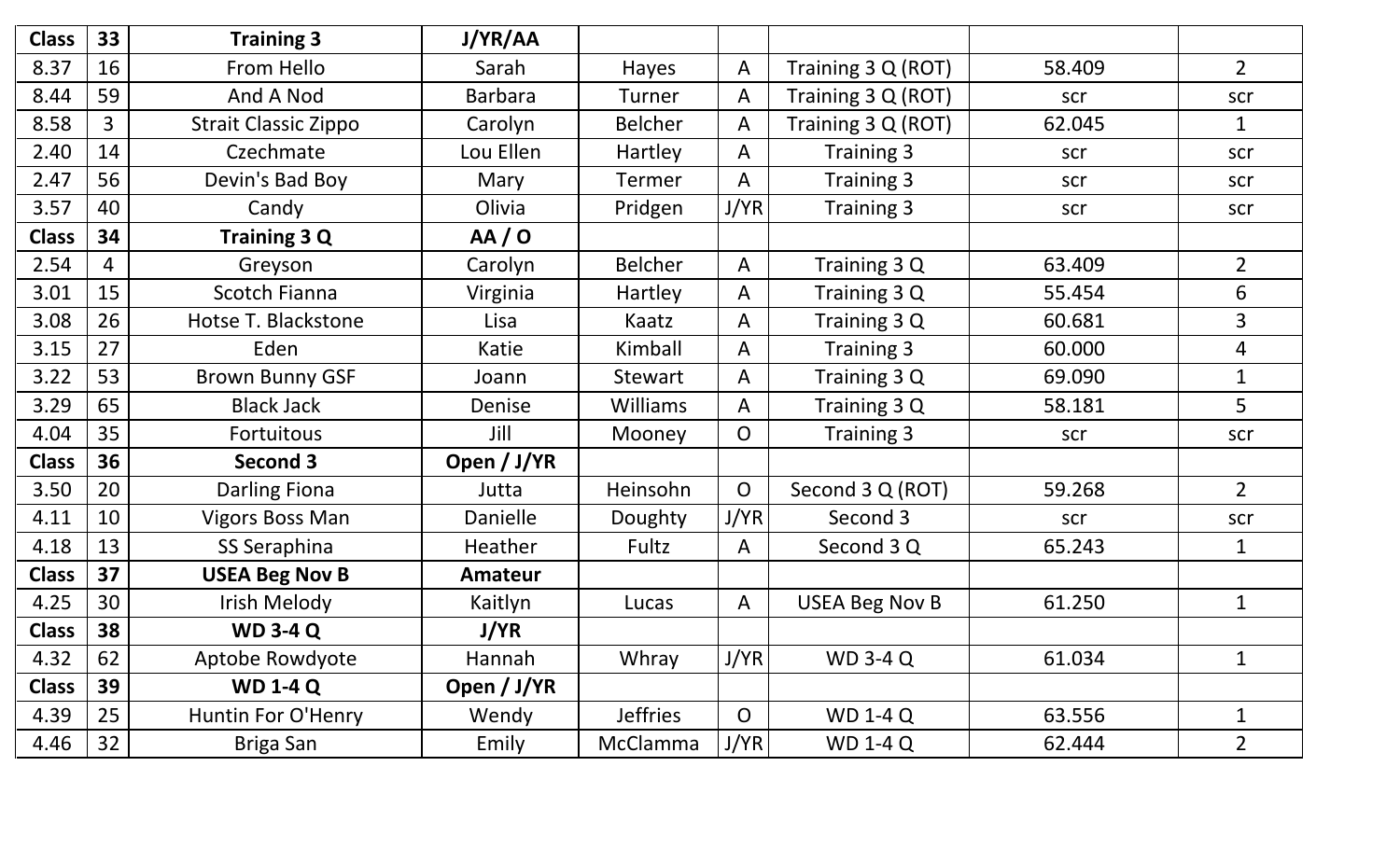| Class | 33 | Training 3 | J/YR/AA | | | | | |
|---|---|---|---|---|---|---|---|---|
| 8.37 | 16 | From Hello | Sarah | Hayes | A | Training 3 Q (ROT) | 58.409 | 2 |
| 8.44 | 59 | And A Nod | Barbara | Turner | A | Training 3 Q (ROT) | scr | scr |
| 8.58 | 3 | Strait Classic Zippo | Carolyn | Belcher | A | Training 3 Q (ROT) | 62.045 | 1 |
| 2.40 | 14 | Czechmate | Lou Ellen | Hartley | A | Training 3 | scr | scr |
| 2.47 | 56 | Devin's Bad Boy | Mary | Termer | A | Training 3 | scr | scr |
| 3.57 | 40 | Candy | Olivia | Pridgen | J/YR | Training 3 | scr | scr |
| **Class** | **34** | **Training 3 Q** | **AA / O** | | | | | |
| 2.54 | 4 | Greyson | Carolyn | Belcher | A | Training 3 Q | 63.409 | 2 |
| 3.01 | 15 | Scotch Fianna | Virginia | Hartley | A | Training 3 Q | 55.454 | 6 |
| 3.08 | 26 | Hotse T. Blackstone | Lisa | Kaatz | A | Training 3 Q | 60.681 | 3 |
| 3.15 | 27 | Eden | Katie | Kimball | A | Training 3 | 60.000 | 4 |
| 3.22 | 53 | Brown Bunny GSF | Joann | Stewart | A | Training 3 Q | 69.090 | 1 |
| 3.29 | 65 | Black Jack | Denise | Williams | A | Training 3 Q | 58.181 | 5 |
| 4.04 | 35 | Fortuitous | Jill | Mooney | O | Training 3 | scr | scr |
| **Class** | **36** | **Second 3** | **Open / J/YR** | | | | | |
| 3.50 | 20 | Darling Fiona | Jutta | Heinsohn | O | Second 3 Q (ROT) | 59.268 | 2 |
| 4.11 | 10 | Vigors Boss Man | Danielle | Doughty | J/YR | Second 3 | scr | scr |
| 4.18 | 13 | SS Seraphina | Heather | Fultz | A | Second 3 Q | 65.243 | 1 |
| **Class** | **37** | **USEA Beg Nov B** | **Amateur** | | | | | |
| 4.25 | 30 | Irish Melody | Kaitlyn | Lucas | A | USEA Beg Nov B | 61.250 | 1 |
| **Class** | **38** | **WD 3-4 Q** | **J/YR** | | | | | |
| 4.32 | 62 | Aptobe Rowdyote | Hannah | Whray | J/YR | WD 3-4 Q | 61.034 | 1 |
| **Class** | **39** | **WD 1-4 Q** | **Open / J/YR** | | | | | |
| 4.39 | 25 | Huntin For O'Henry | Wendy | Jeffries | O | WD 1-4 Q | 63.556 | 1 |
| 4.46 | 32 | Briga San | Emily | McClamma | J/YR | WD 1-4 Q | 62.444 | 2 |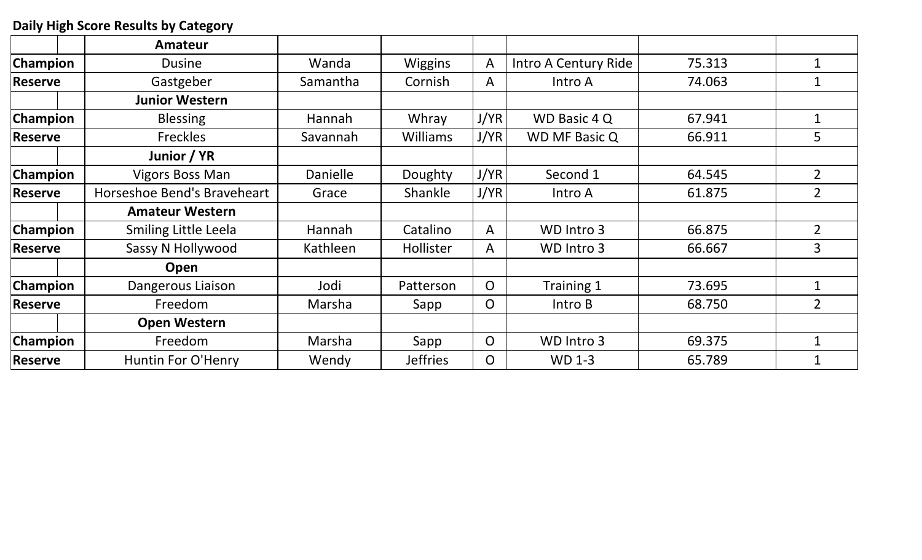**Daily High Score Results by Category**

| | | | | | | | |
|---|---|---|---|---|---|---|---|
| | **Amateur** | | | | | | |
| **Champion** | Dusine | Wanda | Wiggins | A | Intro A Century Ride | 75.313 | 1 |
| **Reserve** | Gastgeber | Samantha | Cornish | A | Intro A | 74.063 | 1 |
| | **Junior Western** | | | | | | |
| **Champion** | Blessing | Hannah | Whray | J/YR | WD Basic 4 Q | 67.941 | 1 |
| **Reserve** | Freckles | Savannah | Williams | J/YR | WD MF Basic Q | 66.911 | 5 |
| | **Junior / YR** | | | | | | |
| **Champion** | Vigors Boss Man | Danielle | Doughty | J/YR | Second 1 | 64.545 | 2 |
| **Reserve** | Horseshoe Bend's Braveheart | Grace | Shankle | J/YR | Intro A | 61.875 | 2 |
| | **Amateur Western** | | | | | | |
| **Champion** | Smiling Little Leela | Hannah | Catalino | A | WD Intro 3 | 66.875 | 2 |
| **Reserve** | Sassy N Hollywood | Kathleen | Hollister | A | WD Intro 3 | 66.667 | 3 |
| | **Open** | | | | | | |
| **Champion** | Dangerous Liaison | Jodi | Patterson | O | Training 1 | 73.695 | 1 |
| **Reserve** | Freedom | Marsha | Sapp | O | Intro B | 68.750 | 2 |
| | **Open Western** | | | | | | |
| **Champion** | Freedom | Marsha | Sapp | O | WD Intro 3 | 69.375 | 1 |
| **Reserve** | Huntin For O'Henry | Wendy | Jeffries | O | WD 1-3 | 65.789 | 1 |